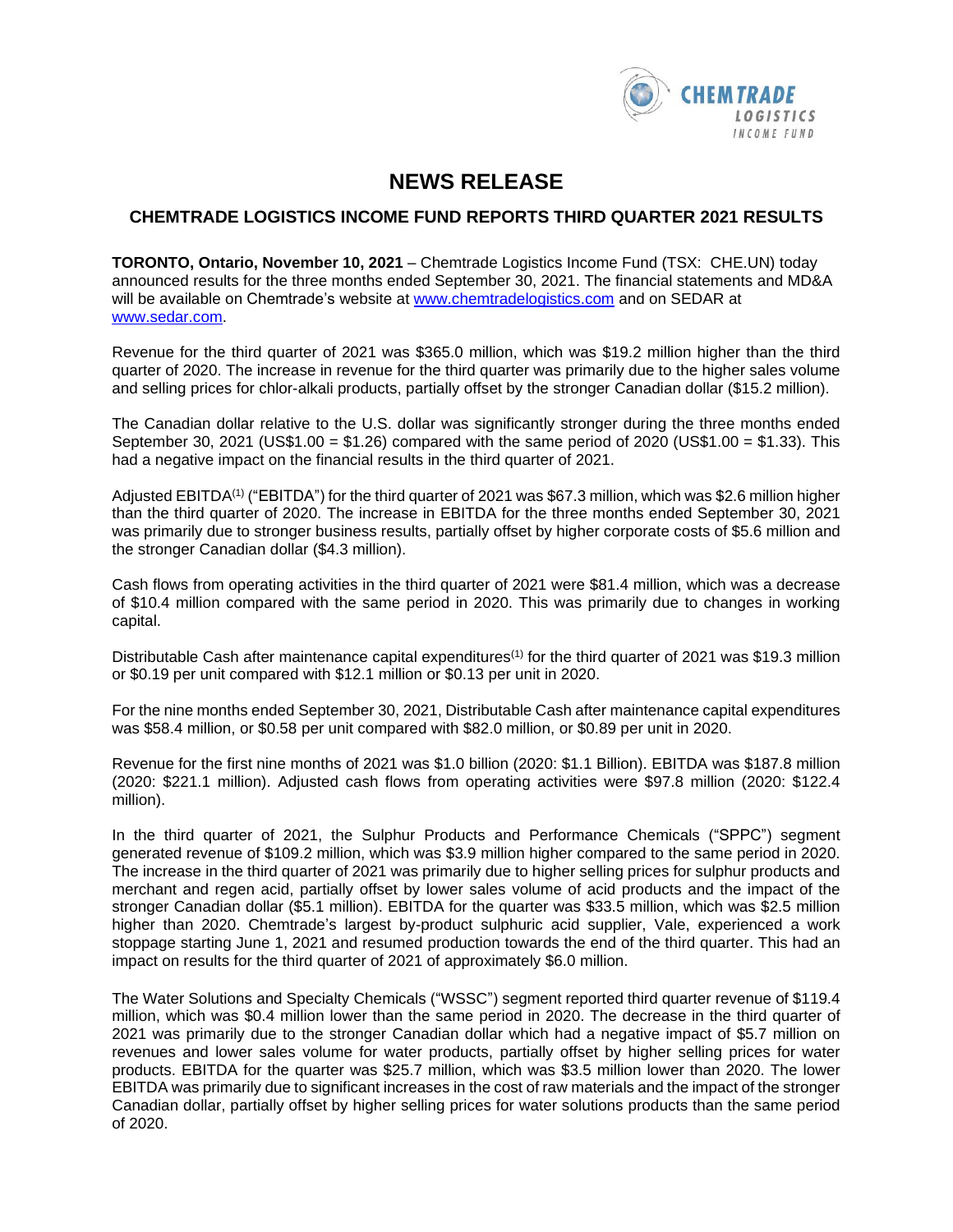# NEWS RELEASE

## CHEMTRADE LOGISTICS INCOME FUND REPORTS THIRD QUARTER 2021 RESULTS

**TORONTO, Ontario, November 10, 2021** – Chemtrade Logistics Income Fund (TSX: CHE.UN) today announced results for the three months ended September 30, 2021. The financial statements and MD&A will be available on Chemtrade's website at www.chemtradelogistics.com and on SEDAR at www.sedar.com.

Revenue for the third quarter of 2021 was $365.0 million, which was $19.2 million higher than the third quarter of 2020. The increase in revenue for the third quarter was primarily due to the higher sales volume and selling prices for chlor-alkali products, partially offset by the stronger Canadian dollar ($15.2 million).

The Canadian dollar relative to the U.S. dollar was significantly stronger during the three months ended September 30, 2021 (US$1.00 = $1.26) compared with the same period of 2020 (US$1.00 = $1.33). This had a negative impact on the financial results in the third quarter of 2021.

Adjusted EBITDA[(1)] ("EBITDA") for the third quarter of 2021 was $67.3 million, which was $2.6 million higher than the third quarter of 2020. The increase in EBITDA for the three months ended September 30, 2021 was primarily due to stronger business results, partially offset by higher corporate costs of $5.6 million and the stronger Canadian dollar ($4.3 million).

Cash flows from operating activities in the third quarter of 2021 were $81.4 million, which was a decrease of $10.4 million compared with the same period in 2020. This was primarily due to changes in working capital.

Distributable Cash after maintenance capital expenditures[(1)] for the third quarter of 2021 was $19.3 million or $0.19 per unit compared with $12.1 million or $0.13 per unit in 2020.

For the nine months ended September 30, 2021, Distributable Cash after maintenance capital expenditures was $58.4 million, or $0.58 per unit compared with $82.0 million, or $0.89 per unit in 2020.

Revenue for the first nine months of 2021 was $1.0 billion (2020: $1.1 Billion). EBITDA was $187.8 million (2020: $221.1 million). Adjusted cash flows from operating activities were $97.8 million (2020: $122.4 million).

In the third quarter of 2021, the Sulphur Products and Performance Chemicals ("SPPC") segment generated revenue of $109.2 million, which was $3.9 million higher compared to the same period in 2020. The increase in the third quarter of 2021 was primarily due to higher selling prices for sulphur products and merchant and regen acid, partially offset by lower sales volume of acid products and the impact of the stronger Canadian dollar ($5.1 million). EBITDA for the quarter was $33.5 million, which was $2.5 million higher than 2020. Chemtrade's largest by-product sulphuric acid supplier, Vale, experienced a work stoppage starting June 1, 2021 and resumed production towards the end of the third quarter. This had an impact on results for the third quarter of 2021 of approximately $6.0 million.

The Water Solutions and Specialty Chemicals ("WSSC") segment reported third quarter revenue of $119.4 million, which was $0.4 million lower than the same period in 2020. The decrease in the third quarter of 2021 was primarily due to the stronger Canadian dollar which had a negative impact of $5.7 million on revenues and lower sales volume for water products, partially offset by higher selling prices for water products. EBITDA for the quarter was $25.7 million, which was $3.5 million lower than 2020. The lower EBITDA was primarily due to significant increases in the cost of raw materials and the impact of the stronger Canadian dollar, partially offset by higher selling prices for water solutions products than the same period of 2020.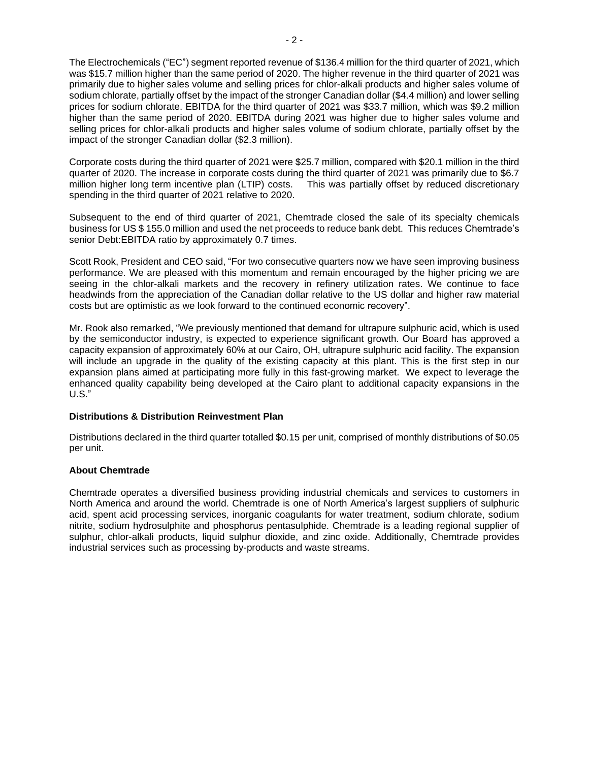The Electrochemicals ("EC") segment reported revenue of $136.4 million for the third quarter of 2021, which was $15.7 million higher than the same period of 2020. The higher revenue in the third quarter of 2021 was primarily due to higher sales volume and selling prices for chlor-alkali products and higher sales volume of sodium chlorate, partially offset by the impact of the stronger Canadian dollar ($4.4 million) and lower selling prices for sodium chlorate. EBITDA for the third quarter of 2021 was $33.7 million, which was $9.2 million higher than the same period of 2020. EBITDA during 2021 was higher due to higher sales volume and selling prices for chlor-alkali products and higher sales volume of sodium chlorate, partially offset by the impact of the stronger Canadian dollar ($2.3 million).

Corporate costs during the third quarter of 2021 were $25.7 million, compared with $20.1 million in the third quarter of 2020. The increase in corporate costs during the third quarter of 2021 was primarily due to $6.7 million higher long term incentive plan (LTIP) costs. This was partially offset by reduced discretionary spending in the third quarter of 2021 relative to 2020.

Subsequent to the end of third quarter of 2021, Chemtrade closed the sale of its specialty chemicals business for US $ 155.0 million and used the net proceeds to reduce bank debt. This reduces Chemtrade's senior Debt:EBITDA ratio by approximately 0.7 times.

Scott Rook, President and CEO said, "For two consecutive quarters now we have seen improving business performance. We are pleased with this momentum and remain encouraged by the higher pricing we are seeing in the chlor-alkali markets and the recovery in refinery utilization rates. We continue to face headwinds from the appreciation of the Canadian dollar relative to the US dollar and higher raw material costs but are optimistic as we look forward to the continued economic recovery".

Mr. Rook also remarked, "We previously mentioned that demand for ultrapure sulphuric acid, which is used by the semiconductor industry, is expected to experience significant growth. Our Board has approved a capacity expansion of approximately 60% at our Cairo, OH, ultrapure sulphuric acid facility. The expansion will include an upgrade in the quality of the existing capacity at this plant. This is the first step in our expansion plans aimed at participating more fully in this fast-growing market. We expect to leverage the enhanced quality capability being developed at the Cairo plant to additional capacity expansions in the U.S."

**Distributions & Distribution Reinvestment Plan**

Distributions declared in the third quarter totalled $0.15 per unit, comprised of monthly distributions of $0.05 per unit.

**About Chemtrade**

Chemtrade operates a diversified business providing industrial chemicals and services to customers in North America and around the world. Chemtrade is one of North America's largest suppliers of sulphuric acid, spent acid processing services, inorganic coagulants for water treatment, sodium chlorate, sodium nitrite, sodium hydrosulphite and phosphorus pentasulphide. Chemtrade is a leading regional supplier of sulphur, chlor-alkali products, liquid sulphur dioxide, and zinc oxide. Additionally, Chemtrade provides industrial services such as processing by-products and waste streams.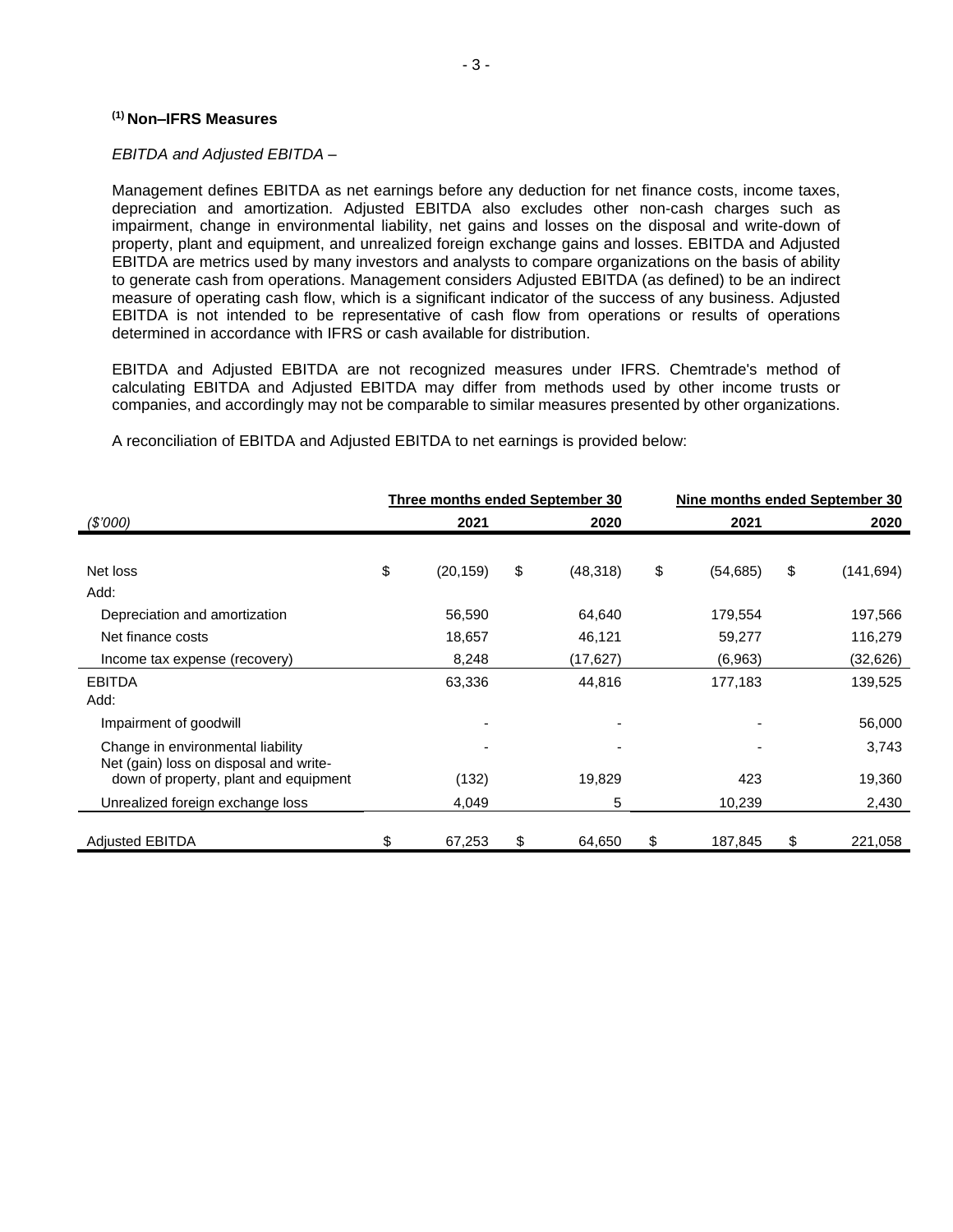### [1] Non–IFRS Measures

*EBITDA and Adjusted EBITDA –*

Management defines EBITDA as net earnings before any deduction for net finance costs, income taxes, depreciation and amortization. Adjusted EBITDA also excludes other non-cash charges such as impairment, change in environmental liability, net gains and losses on the disposal and write-down of property, plant and equipment, and unrealized foreign exchange gains and losses. EBITDA and Adjusted EBITDA are metrics used by many investors and analysts to compare organizations on the basis of ability to generate cash from operations. Management considers Adjusted EBITDA (as defined) to be an indirect measure of operating cash flow, which is a significant indicator of the success of any business. Adjusted EBITDA is not intended to be representative of cash flow from operations or results of operations determined in accordance with IFRS or cash available for distribution.

EBITDA and Adjusted EBITDA are not recognized measures under IFRS. Chemtrade's method of calculating EBITDA and Adjusted EBITDA may differ from methods used by other income trusts or companies, and accordingly may not be comparable to similar measures presented by other organizations.

A reconciliation of EBITDA and Adjusted EBITDA to net earnings is provided below:

| | Three months ended September 30 | | Nine months ended September 30 | |
|---|---|---|---|---|
| *($'000)* | 2021 | 2020 | 2021 | 2020 |
| Net loss | $ (20,159) | $ (48,318) | $ (54,685) | $ (141,694) |
| Add: | | | | |
| Depreciation and amortization | 56,590 | 64,640 | 179,554 | 197,566 |
| Net finance costs | 18,657 | 46,121 | 59,277 | 116,279 |
| Income tax expense (recovery) | 8,248 | (17,627) | (6,963) | (32,626) |
| EBITDA | 63,336 | 44,816 | 177,183 | 139,525 |
| Add: | | | | |
| Impairment of goodwill | - | - | - | 56,000 |
| Change in environmental liability | - | - | - | 3,743 |
| Net (gain) loss on disposal and write-down of property, plant and equipment | (132) | 19,829 | 423 | 19,360 |
| Unrealized foreign exchange loss | 4,049 | 5 | 10,239 | 2,430 |
| Adjusted EBITDA | $ 67,253 | $ 64,650 | $ 187,845 | $ 221,058 |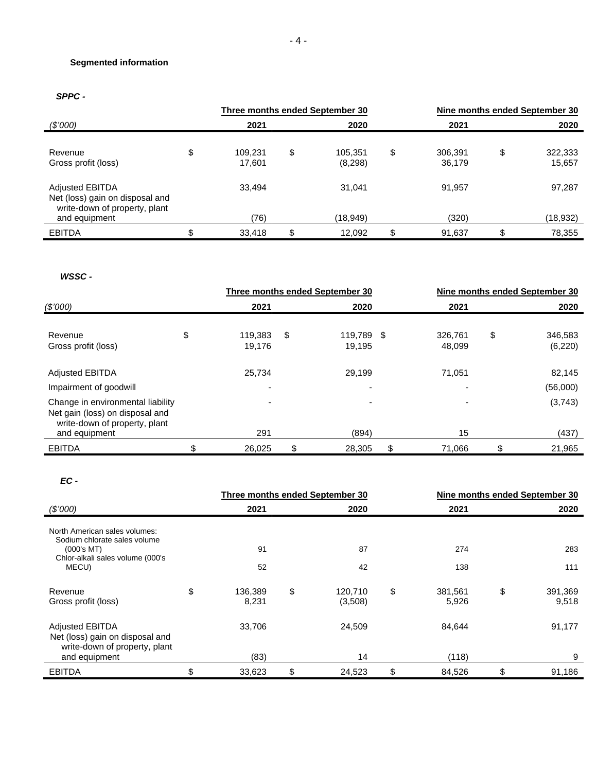**Segmented information**

***SPPC -***

| ($'000) | Three months ended September 30 2021 | 2020 | Nine months ended September 30 2021 | 2020 |
|---|---|---|---|---|
| Revenue | $ 109,231 | $ 105,351 | $ 306,391 | $ 322,333 |
| Gross profit (loss) | 17,601 | (8,298) | 36,179 | 15,657 |
| Adjusted EBITDA | 33,494 | 31,041 | 91,957 | 97,287 |
| Net (loss) gain on disposal and write-down of property, plant and equipment | (76) | (18,949) | (320) | (18,932) |
| EBITDA | $ 33,418 | $ 12,092 | $ 91,637 | $ 78,355 |

***WSSC -***

| ($'000) | Three months ended September 30 2021 | 2020 | Nine months ended September 30 2021 | 2020 |
|---|---|---|---|---|
| Revenue | $ 119,383 | $ 119,789 | $ 326,761 | $ 346,583 |
| Gross profit (loss) | 19,176 | 19,195 | 48,099 | (6,220) |
| Adjusted EBITDA | 25,734 | 29,199 | 71,051 | 82,145 |
| Impairment of goodwill | - | - | - | (56,000) |
| Change in environmental liability | - | - | - | (3,743) |
| Net gain (loss) on disposal and write-down of property, plant and equipment | 291 | (894) | 15 | (437) |
| EBITDA | $ 26,025 | $ 28,305 | $ 71,066 | $ 21,965 |

***EC -***

| ($'000) | Three months ended September 30 2021 | 2020 | Nine months ended September 30 2021 | 2020 |
|---|---|---|---|---|
| North American sales volumes: | | | | |
| Sodium chlorate sales volume (000's MT) | 91 | 87 | 274 | 283 |
| Chlor-alkali sales volume (000's MECU) | 52 | 42 | 138 | 111 |
| Revenue | $ 136,389 | $ 120,710 | $ 381,561 | $ 391,369 |
| Gross profit (loss) | 8,231 | (3,508) | 5,926 | 9,518 |
| Adjusted EBITDA | 33,706 | 24,509 | 84,644 | 91,177 |
| Net (loss) gain on disposal and write-down of property, plant and equipment | (83) | 14 | (118) | 9 |
| EBITDA | $ 33,623 | $ 24,523 | $ 84,526 | $ 91,186 |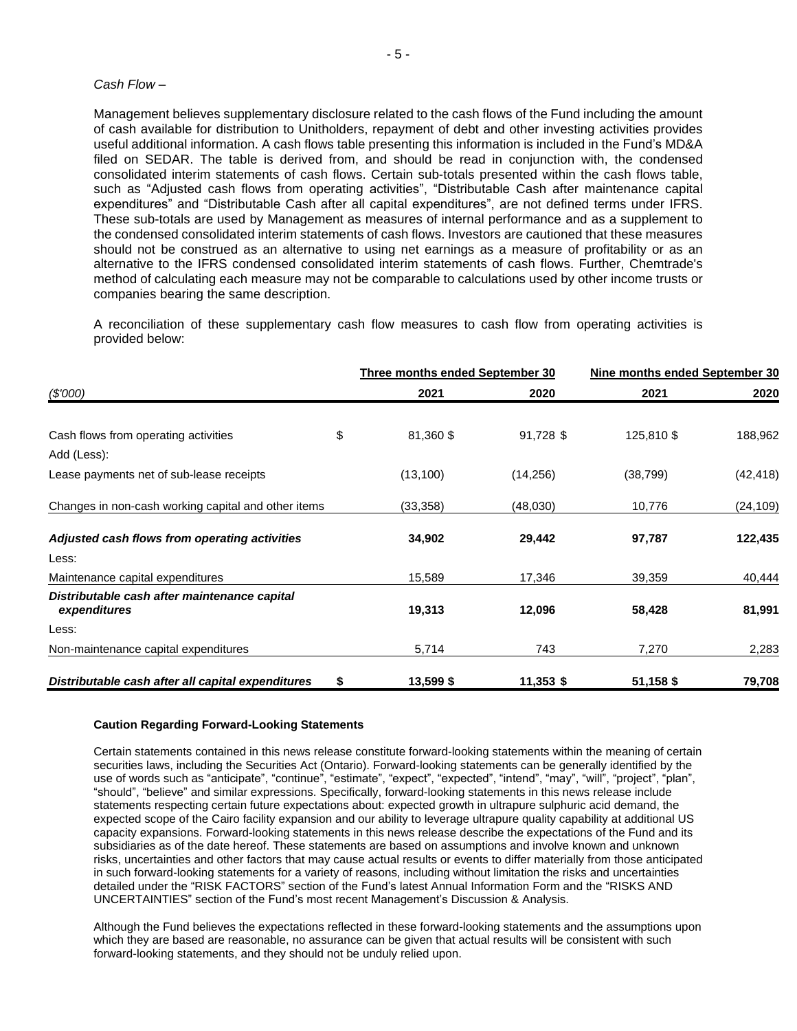*Cash Flow –*

Management believes supplementary disclosure related to the cash flows of the Fund including the amount of cash available for distribution to Unitholders, repayment of debt and other investing activities provides useful additional information. A cash flows table presenting this information is included in the Fund's MD&A filed on SEDAR. The table is derived from, and should be read in conjunction with, the condensed consolidated interim statements of cash flows. Certain sub-totals presented within the cash flows table, such as "Adjusted cash flows from operating activities", "Distributable Cash after maintenance capital expenditures" and "Distributable Cash after all capital expenditures", are not defined terms under IFRS. These sub-totals are used by Management as measures of internal performance and as a supplement to the condensed consolidated interim statements of cash flows. Investors are cautioned that these measures should not be construed as an alternative to using net earnings as a measure of profitability or as an alternative to the IFRS condensed consolidated interim statements of cash flows. Further, Chemtrade's method of calculating each measure may not be comparable to calculations used by other income trusts or companies bearing the same description.

A reconciliation of these supplementary cash flow measures to cash flow from operating activities is provided below:

| | Three months ended September 30 | | Nine months ended September 30 | |
|---|---|---|---|---|
| *($'000)* | 2021 | 2020 | 2021 | 2020 |
| Cash flows from operating activities | $ 81,360 | $ 91,728 | $ 125,810 | $ 188,962 |
| Add (Less): | | | | |
| Lease payments net of sub-lease receipts | (13,100) | (14,256) | (38,799) | (42,418) |
| Changes in non-cash working capital and other items | (33,358) | (48,030) | 10,776 | (24,109) |
| ***Adjusted cash flows from operating activities*** | **34,902** | **29,442** | **97,787** | **122,435** |
| Less: | | | | |
| Maintenance capital expenditures | 15,589 | 17,346 | 39,359 | 40,444 |
| ***Distributable cash after maintenance capital expenditures*** | **19,313** | **12,096** | **58,428** | **81,991** |
| Less: | | | | |
| Non-maintenance capital expenditures | 5,714 | 743 | 7,270 | 2,283 |
| ***Distributable cash after all capital expenditures*** | **$ 13,599** | **$ 11,353** | **$ 51,158** | **$ 79,708** |

**Caution Regarding Forward-Looking Statements**

Certain statements contained in this news release constitute forward-looking statements within the meaning of certain securities laws, including the Securities Act (Ontario). Forward-looking statements can be generally identified by the use of words such as "anticipate", "continue", "estimate", "expect", "expected", "intend", "may", "will", "project", "plan", "should", "believe" and similar expressions. Specifically, forward-looking statements in this news release include statements respecting certain future expectations about: expected growth in ultrapure sulphuric acid demand, the expected scope of the Cairo facility expansion and our ability to leverage ultrapure quality capability at additional US capacity expansions. Forward-looking statements in this news release describe the expectations of the Fund and its subsidiaries as of the date hereof. These statements are based on assumptions and involve known and unknown risks, uncertainties and other factors that may cause actual results or events to differ materially from those anticipated in such forward-looking statements for a variety of reasons, including without limitation the risks and uncertainties detailed under the "RISK FACTORS" section of the Fund's latest Annual Information Form and the "RISKS AND UNCERTAINTIES" section of the Fund's most recent Management's Discussion & Analysis.

Although the Fund believes the expectations reflected in these forward-looking statements and the assumptions upon which they are based are reasonable, no assurance can be given that actual results will be consistent with such forward-looking statements, and they should not be unduly relied upon.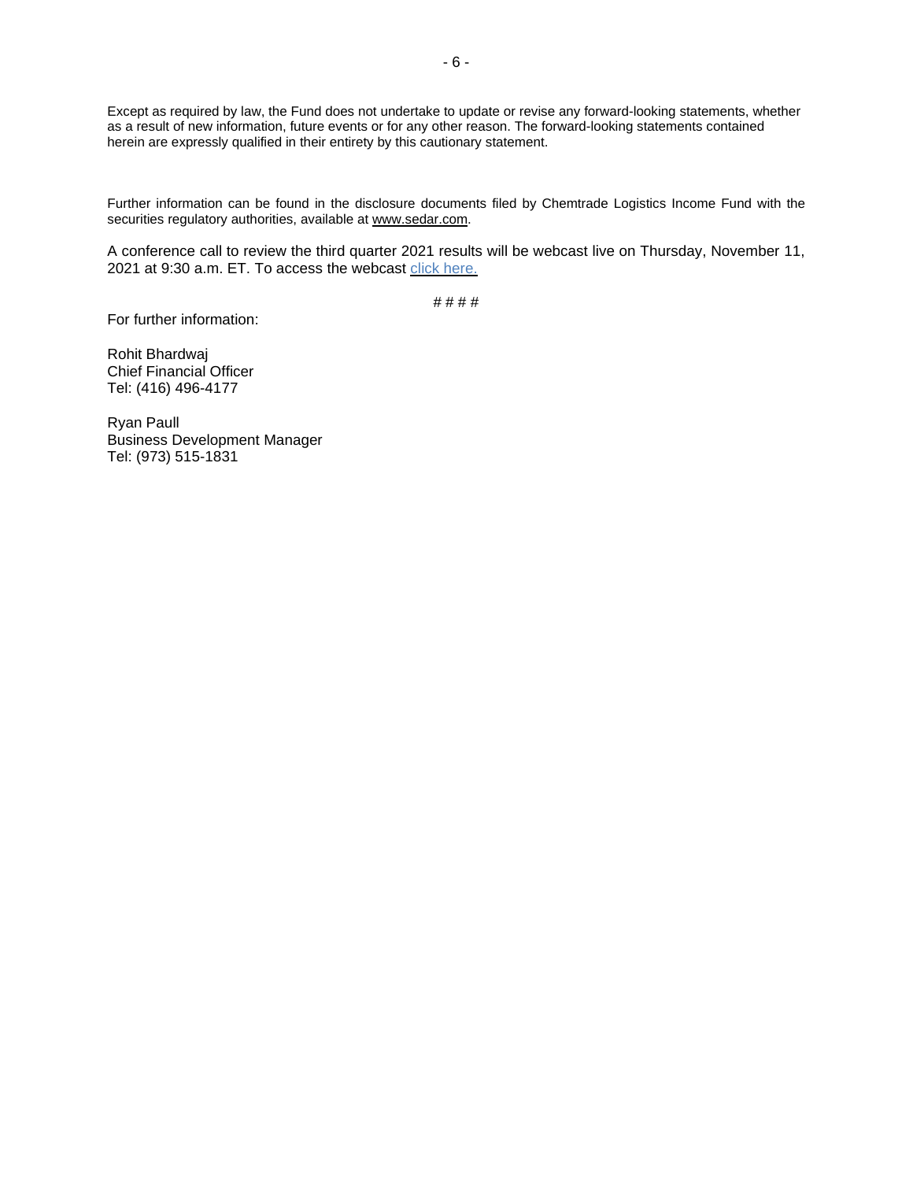Except as required by law, the Fund does not undertake to update or revise any forward-looking statements, whether as a result of new information, future events or for any other reason. The forward-looking statements contained herein are expressly qualified in their entirety by this cautionary statement.

Further information can be found in the disclosure documents filed by Chemtrade Logistics Income Fund with the securities regulatory authorities, available at www.sedar.com.

A conference call to review the third quarter 2021 results will be webcast live on Thursday, November 11, 2021 at 9:30 a.m. ET. To access the webcast click here.

# # # #

For further information:

Rohit Bhardwaj
Chief Financial Officer
Tel: (416) 496-4177

Ryan Paull
Business Development Manager
Tel: (973) 515-1831